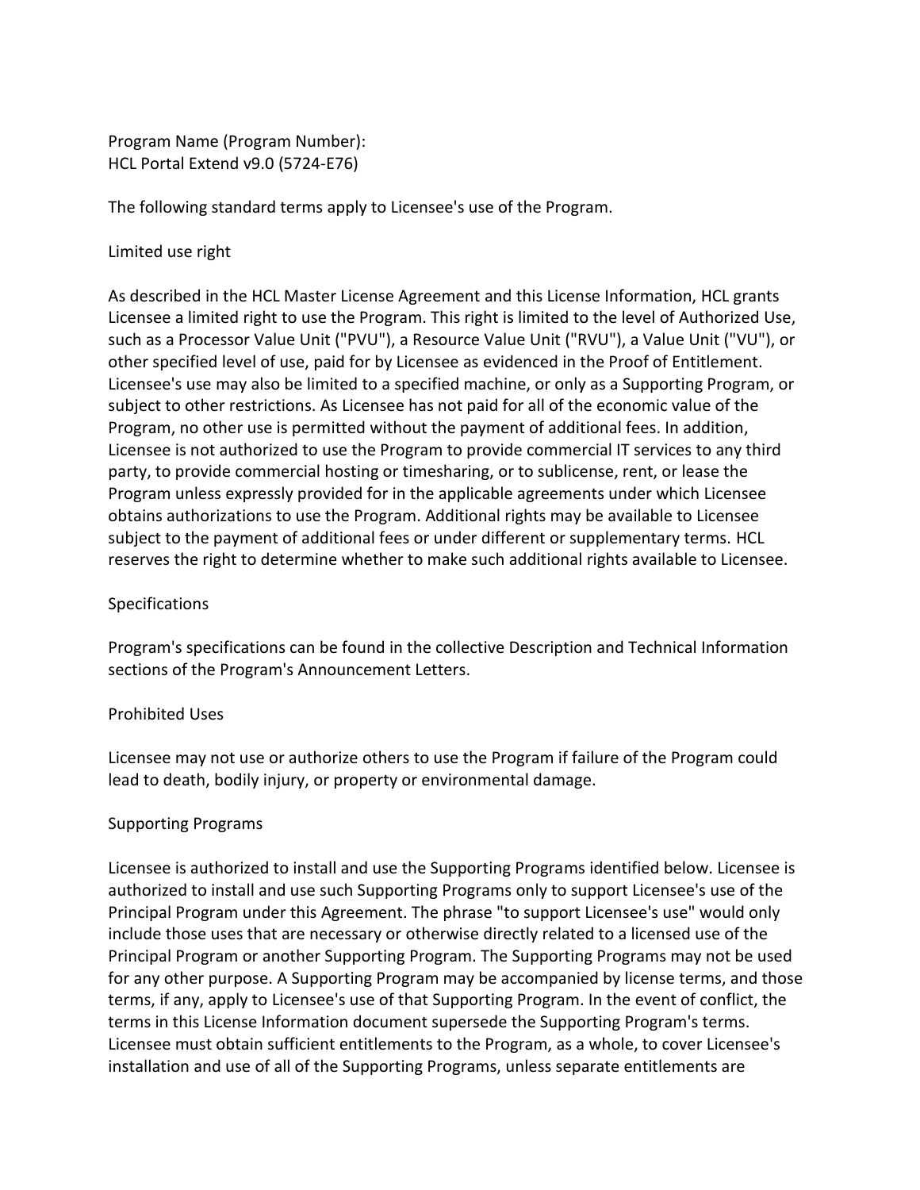Program Name (Program Number):
HCL Portal Extend v9.0 (5724-E76)

The following standard terms apply to Licensee's use of the Program.

## Limited use right

As described in the HCL Master License Agreement and this License Information, HCL grants Licensee a limited right to use the Program. This right is limited to the level of Authorized Use, such as a Processor Value Unit ("PVU"), a Resource Value Unit ("RVU"), a Value Unit ("VU"), or other specified level of use, paid for by Licensee as evidenced in the Proof of Entitlement. Licensee's use may also be limited to a specified machine, or only as a Supporting Program, or subject to other restrictions. As Licensee has not paid for all of the economic value of the Program, no other use is permitted without the payment of additional fees. In addition, Licensee is not authorized to use the Program to provide commercial IT services to any third party, to provide commercial hosting or timesharing, or to sublicense, rent, or lease the Program unless expressly provided for in the applicable agreements under which Licensee obtains authorizations to use the Program. Additional rights may be available to Licensee subject to the payment of additional fees or under different or supplementary terms. HCL reserves the right to determine whether to make such additional rights available to Licensee.

## Specifications

Program's specifications can be found in the collective Description and Technical Information sections of the Program's Announcement Letters.

## Prohibited Uses

Licensee may not use or authorize others to use the Program if failure of the Program could lead to death, bodily injury, or property or environmental damage.

## Supporting Programs

Licensee is authorized to install and use the Supporting Programs identified below. Licensee is authorized to install and use such Supporting Programs only to support Licensee's use of the Principal Program under this Agreement. The phrase "to support Licensee's use" would only include those uses that are necessary or otherwise directly related to a licensed use of the Principal Program or another Supporting Program. The Supporting Programs may not be used for any other purpose. A Supporting Program may be accompanied by license terms, and those terms, if any, apply to Licensee's use of that Supporting Program. In the event of conflict, the terms in this License Information document supersede the Supporting Program's terms. Licensee must obtain sufficient entitlements to the Program, as a whole, to cover Licensee's installation and use of all of the Supporting Programs, unless separate entitlements are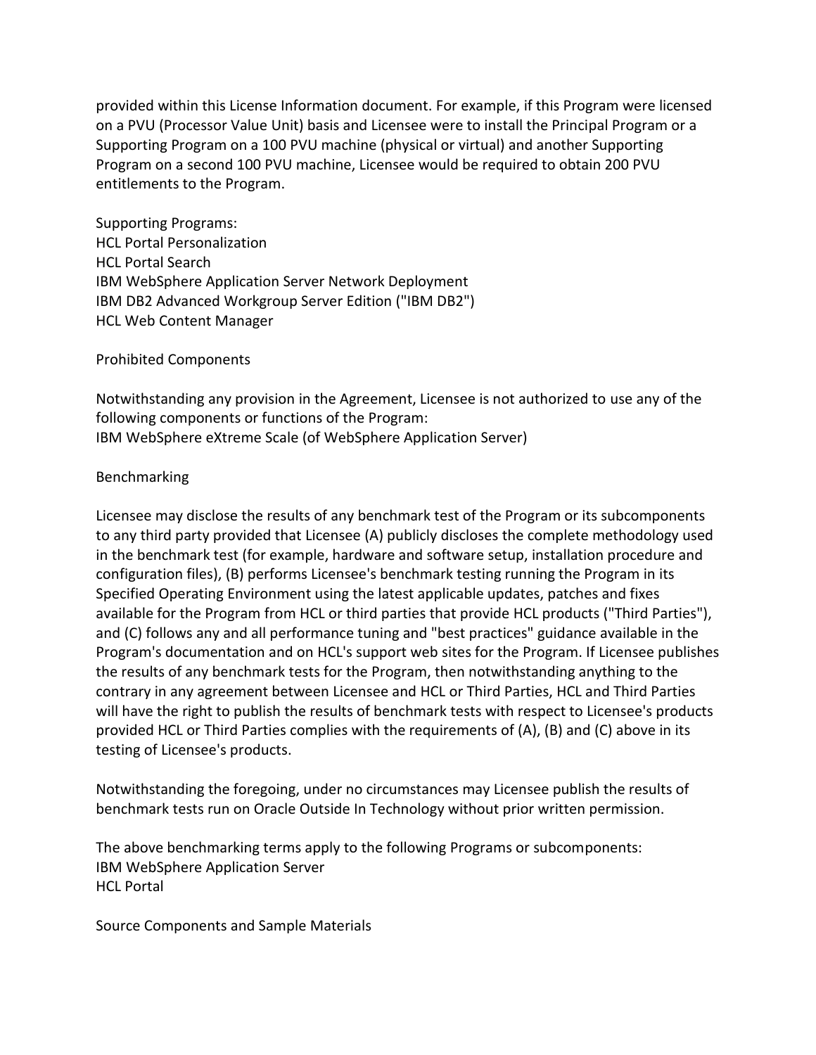provided within this License Information document. For example, if this Program were licensed on a PVU (Processor Value Unit) basis and Licensee were to install the Principal Program or a Supporting Program on a 100 PVU machine (physical or virtual) and another Supporting Program on a second 100 PVU machine, Licensee would be required to obtain 200 PVU entitlements to the Program.

Supporting Programs:
HCL Portal Personalization
HCL Portal Search
IBM WebSphere Application Server Network Deployment
IBM DB2 Advanced Workgroup Server Edition ("IBM DB2")
HCL Web Content Manager

## Prohibited Components

Notwithstanding any provision in the Agreement, Licensee is not authorized to use any of the following components or functions of the Program:
IBM WebSphere eXtreme Scale (of WebSphere Application Server)

## Benchmarking

Licensee may disclose the results of any benchmark test of the Program or its subcomponents to any third party provided that Licensee (A) publicly discloses the complete methodology used in the benchmark test (for example, hardware and software setup, installation procedure and configuration files), (B) performs Licensee's benchmark testing running the Program in its Specified Operating Environment using the latest applicable updates, patches and fixes available for the Program from HCL or third parties that provide HCL products ("Third Parties"), and (C) follows any and all performance tuning and "best practices" guidance available in the Program's documentation and on HCL's support web sites for the Program. If Licensee publishes the results of any benchmark tests for the Program, then notwithstanding anything to the contrary in any agreement between Licensee and HCL or Third Parties, HCL and Third Parties will have the right to publish the results of benchmark tests with respect to Licensee's products provided HCL or Third Parties complies with the requirements of (A), (B) and (C) above in its testing of Licensee's products.

Notwithstanding the foregoing, under no circumstances may Licensee publish the results of benchmark tests run on Oracle Outside In Technology without prior written permission.

The above benchmarking terms apply to the following Programs or subcomponents:
IBM WebSphere Application Server
HCL Portal

## Source Components and Sample Materials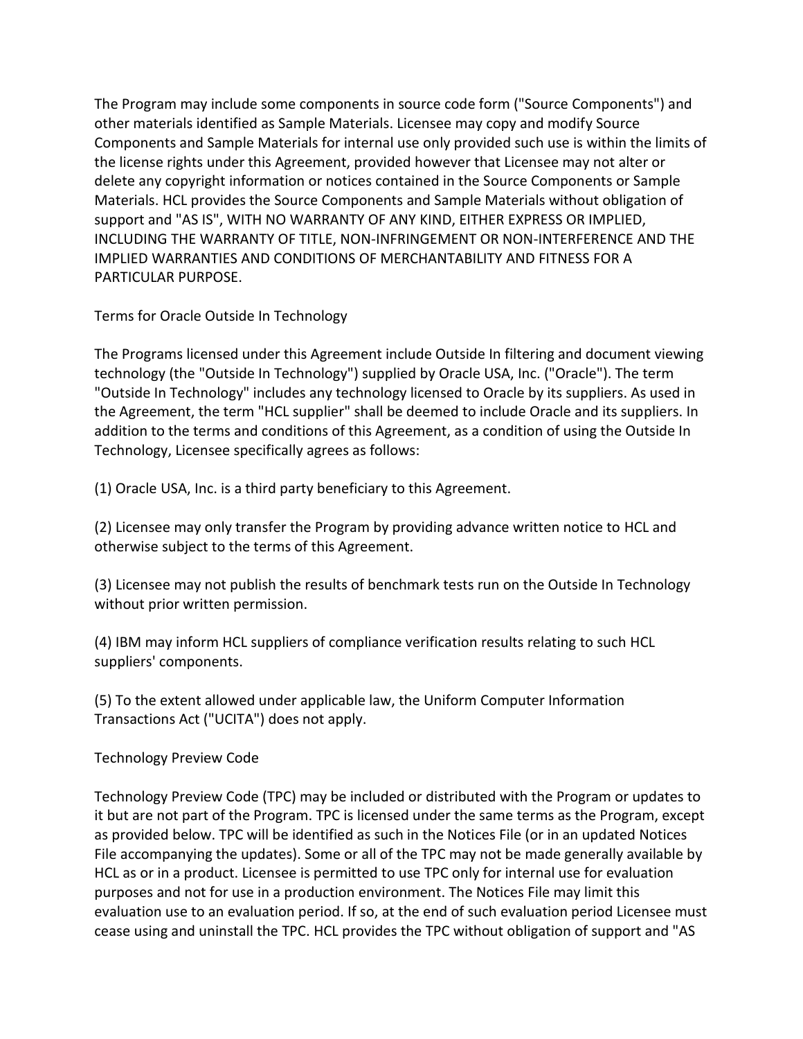The Program may include some components in source code form ("Source Components") and other materials identified as Sample Materials. Licensee may copy and modify Source Components and Sample Materials for internal use only provided such use is within the limits of the license rights under this Agreement, provided however that Licensee may not alter or delete any copyright information or notices contained in the Source Components or Sample Materials. HCL provides the Source Components and Sample Materials without obligation of support and "AS IS", WITH NO WARRANTY OF ANY KIND, EITHER EXPRESS OR IMPLIED, INCLUDING THE WARRANTY OF TITLE, NON-INFRINGEMENT OR NON-INTERFERENCE AND THE IMPLIED WARRANTIES AND CONDITIONS OF MERCHANTABILITY AND FITNESS FOR A PARTICULAR PURPOSE.

## Terms for Oracle Outside In Technology

The Programs licensed under this Agreement include Outside In filtering and document viewing technology (the "Outside In Technology") supplied by Oracle USA, Inc. ("Oracle"). The term "Outside In Technology" includes any technology licensed to Oracle by its suppliers. As used in the Agreement, the term "HCL supplier" shall be deemed to include Oracle and its suppliers. In addition to the terms and conditions of this Agreement, as a condition of using the Outside In Technology, Licensee specifically agrees as follows:

(1) Oracle USA, Inc. is a third party beneficiary to this Agreement.

(2) Licensee may only transfer the Program by providing advance written notice to HCL and otherwise subject to the terms of this Agreement.

(3) Licensee may not publish the results of benchmark tests run on the Outside In Technology without prior written permission.

(4) IBM may inform HCL suppliers of compliance verification results relating to such HCL suppliers' components.

(5) To the extent allowed under applicable law, the Uniform Computer Information Transactions Act ("UCITA") does not apply.

## Technology Preview Code

Technology Preview Code (TPC) may be included or distributed with the Program or updates to it but are not part of the Program. TPC is licensed under the same terms as the Program, except as provided below. TPC will be identified as such in the Notices File (or in an updated Notices File accompanying the updates). Some or all of the TPC may not be made generally available by HCL as or in a product. Licensee is permitted to use TPC only for internal use for evaluation purposes and not for use in a production environment. The Notices File may limit this evaluation use to an evaluation period. If so, at the end of such evaluation period Licensee must cease using and uninstall the TPC. HCL provides the TPC without obligation of support and "AS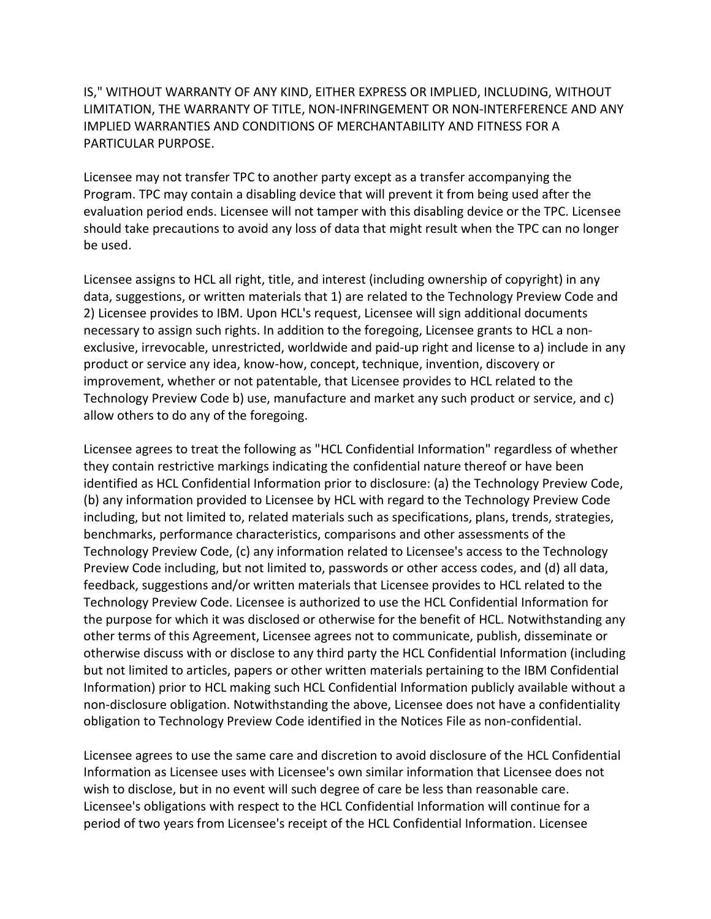IS," WITHOUT WARRANTY OF ANY KIND, EITHER EXPRESS OR IMPLIED, INCLUDING, WITHOUT LIMITATION, THE WARRANTY OF TITLE, NON-INFRINGEMENT OR NON-INTERFERENCE AND ANY IMPLIED WARRANTIES AND CONDITIONS OF MERCHANTABILITY AND FITNESS FOR A PARTICULAR PURPOSE.

Licensee may not transfer TPC to another party except as a transfer accompanying the Program. TPC may contain a disabling device that will prevent it from being used after the evaluation period ends. Licensee will not tamper with this disabling device or the TPC. Licensee should take precautions to avoid any loss of data that might result when the TPC can no longer be used.

Licensee assigns to HCL all right, title, and interest (including ownership of copyright) in any data, suggestions, or written materials that 1) are related to the Technology Preview Code and 2) Licensee provides to IBM. Upon HCL's request, Licensee will sign additional documents necessary to assign such rights. In addition to the foregoing, Licensee grants to HCL a non-exclusive, irrevocable, unrestricted, worldwide and paid-up right and license to a) include in any product or service any idea, know-how, concept, technique, invention, discovery or improvement, whether or not patentable, that Licensee provides to HCL related to the Technology Preview Code b) use, manufacture and market any such product or service, and c) allow others to do any of the foregoing.

Licensee agrees to treat the following as "HCL Confidential Information" regardless of whether they contain restrictive markings indicating the confidential nature thereof or have been identified as HCL Confidential Information prior to disclosure: (a) the Technology Preview Code, (b) any information provided to Licensee by HCL with regard to the Technology Preview Code including, but not limited to, related materials such as specifications, plans, trends, strategies, benchmarks, performance characteristics, comparisons and other assessments of the Technology Preview Code, (c) any information related to Licensee's access to the Technology Preview Code including, but not limited to, passwords or other access codes, and (d) all data, feedback, suggestions and/or written materials that Licensee provides to HCL related to the Technology Preview Code. Licensee is authorized to use the HCL Confidential Information for the purpose for which it was disclosed or otherwise for the benefit of HCL. Notwithstanding any other terms of this Agreement, Licensee agrees not to communicate, publish, disseminate or otherwise discuss with or disclose to any third party the HCL Confidential Information (including but not limited to articles, papers or other written materials pertaining to the IBM Confidential Information) prior to HCL making such HCL Confidential Information publicly available without a non-disclosure obligation. Notwithstanding the above, Licensee does not have a confidentiality obligation to Technology Preview Code identified in the Notices File as non-confidential.

Licensee agrees to use the same care and discretion to avoid disclosure of the HCL Confidential Information as Licensee uses with Licensee's own similar information that Licensee does not wish to disclose, but in no event will such degree of care be less than reasonable care. Licensee's obligations with respect to the HCL Confidential Information will continue for a period of two years from Licensee's receipt of the HCL Confidential Information. Licensee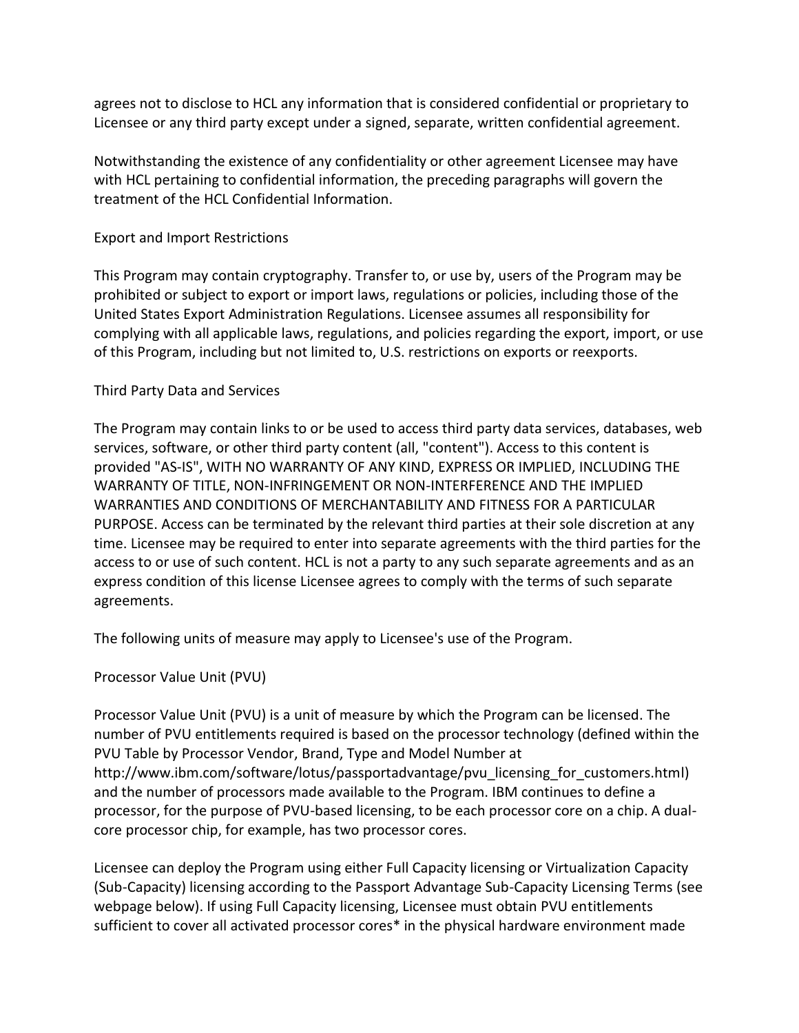agrees not to disclose to HCL any information that is considered confidential or proprietary to Licensee or any third party except under a signed, separate, written confidential agreement.

Notwithstanding the existence of any confidentiality or other agreement Licensee may have with HCL pertaining to confidential information, the preceding paragraphs will govern the treatment of the HCL Confidential Information.

Export and Import Restrictions

This Program may contain cryptography. Transfer to, or use by, users of the Program may be prohibited or subject to export or import laws, regulations or policies, including those of the United States Export Administration Regulations. Licensee assumes all responsibility for complying with all applicable laws, regulations, and policies regarding the export, import, or use of this Program, including but not limited to, U.S. restrictions on exports or reexports.

Third Party Data and Services

The Program may contain links to or be used to access third party data services, databases, web services, software, or other third party content (all, "content"). Access to this content is provided "AS-IS", WITH NO WARRANTY OF ANY KIND, EXPRESS OR IMPLIED, INCLUDING THE WARRANTY OF TITLE, NON-INFRINGEMENT OR NON-INTERFERENCE AND THE IMPLIED WARRANTIES AND CONDITIONS OF MERCHANTABILITY AND FITNESS FOR A PARTICULAR PURPOSE. Access can be terminated by the relevant third parties at their sole discretion at any time. Licensee may be required to enter into separate agreements with the third parties for the access to or use of such content. HCL is not a party to any such separate agreements and as an express condition of this license Licensee agrees to comply with the terms of such separate agreements.

The following units of measure may apply to Licensee's use of the Program.

Processor Value Unit (PVU)

Processor Value Unit (PVU) is a unit of measure by which the Program can be licensed. The number of PVU entitlements required is based on the processor technology (defined within the PVU Table by Processor Vendor, Brand, Type and Model Number at http://www.ibm.com/software/lotus/passportadvantage/pvu_licensing_for_customers.html) and the number of processors made available to the Program. IBM continues to define a processor, for the purpose of PVU-based licensing, to be each processor core on a chip. A dual-core processor chip, for example, has two processor cores.

Licensee can deploy the Program using either Full Capacity licensing or Virtualization Capacity (Sub-Capacity) licensing according to the Passport Advantage Sub-Capacity Licensing Terms (see webpage below). If using Full Capacity licensing, Licensee must obtain PVU entitlements sufficient to cover all activated processor cores* in the physical hardware environment made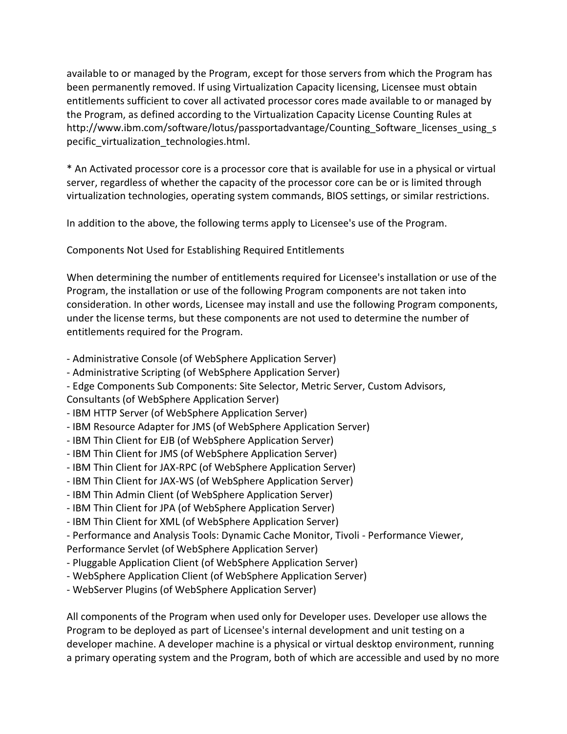available to or managed by the Program, except for those servers from which the Program has been permanently removed. If using Virtualization Capacity licensing, Licensee must obtain entitlements sufficient to cover all activated processor cores made available to or managed by the Program, as defined according to the Virtualization Capacity License Counting Rules at http://www.ibm.com/software/lotus/passportadvantage/Counting_Software_licenses_using_specific_virtualization_technologies.html.

* An Activated processor core is a processor core that is available for use in a physical or virtual server, regardless of whether the capacity of the processor core can be or is limited through virtualization technologies, operating system commands, BIOS settings, or similar restrictions.

In addition to the above, the following terms apply to Licensee's use of the Program.

Components Not Used for Establishing Required Entitlements

When determining the number of entitlements required for Licensee's installation or use of the Program, the installation or use of the following Program components are not taken into consideration. In other words, Licensee may install and use the following Program components, under the license terms, but these components are not used to determine the number of entitlements required for the Program.

- Administrative Console (of WebSphere Application Server)
- Administrative Scripting (of WebSphere Application Server)
- Edge Components Sub Components: Site Selector, Metric Server, Custom Advisors, Consultants (of WebSphere Application Server)
- IBM HTTP Server (of WebSphere Application Server)
- IBM Resource Adapter for JMS (of WebSphere Application Server)
- IBM Thin Client for EJB (of WebSphere Application Server)
- IBM Thin Client for JMS (of WebSphere Application Server)
- IBM Thin Client for JAX-RPC (of WebSphere Application Server)
- IBM Thin Client for JAX-WS (of WebSphere Application Server)
- IBM Thin Admin Client (of WebSphere Application Server)
- IBM Thin Client for JPA (of WebSphere Application Server)
- IBM Thin Client for XML (of WebSphere Application Server)
- Performance and Analysis Tools: Dynamic Cache Monitor, Tivoli - Performance Viewer, Performance Servlet (of WebSphere Application Server)
- Pluggable Application Client (of WebSphere Application Server)
- WebSphere Application Client (of WebSphere Application Server)
- WebServer Plugins (of WebSphere Application Server)

All components of the Program when used only for Developer uses. Developer use allows the Program to be deployed as part of Licensee's internal development and unit testing on a developer machine. A developer machine is a physical or virtual desktop environment, running a primary operating system and the Program, both of which are accessible and used by no more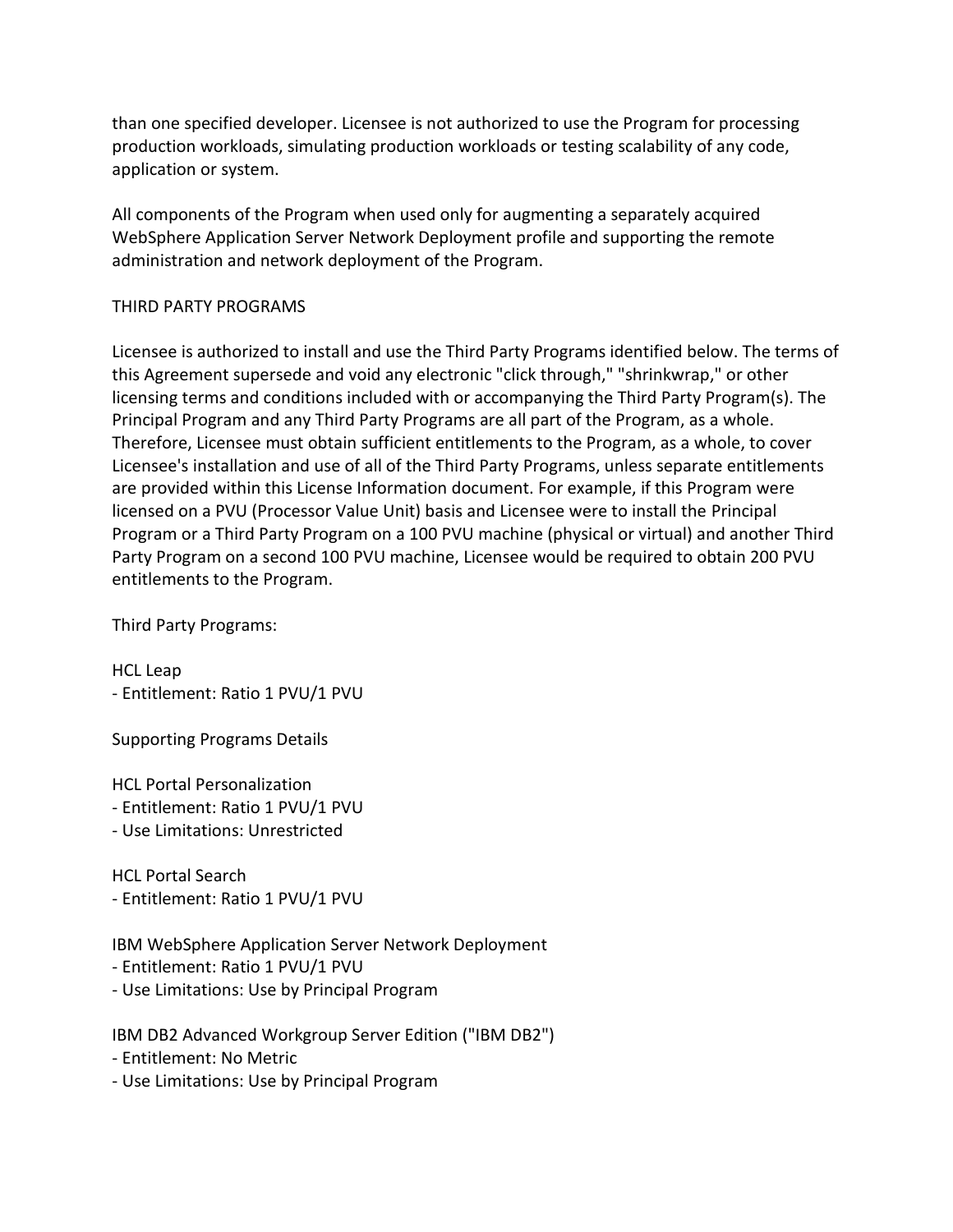than one specified developer. Licensee is not authorized to use the Program for processing production workloads, simulating production workloads or testing scalability of any code, application or system.

All components of the Program when used only for augmenting a separately acquired WebSphere Application Server Network Deployment profile and supporting the remote administration and network deployment of the Program.

THIRD PARTY PROGRAMS

Licensee is authorized to install and use the Third Party Programs identified below. The terms of this Agreement supersede and void any electronic "click through," "shrinkwrap," or other licensing terms and conditions included with or accompanying the Third Party Program(s). The Principal Program and any Third Party Programs are all part of the Program, as a whole. Therefore, Licensee must obtain sufficient entitlements to the Program, as a whole, to cover Licensee's installation and use of all of the Third Party Programs, unless separate entitlements are provided within this License Information document. For example, if this Program were licensed on a PVU (Processor Value Unit) basis and Licensee were to install the Principal Program or a Third Party Program on a 100 PVU machine (physical or virtual) and another Third Party Program on a second 100 PVU machine, Licensee would be required to obtain 200 PVU entitlements to the Program.

Third Party Programs:

HCL Leap
- Entitlement: Ratio 1 PVU/1 PVU

Supporting Programs Details

HCL Portal Personalization
- Entitlement: Ratio 1 PVU/1 PVU
- Use Limitations: Unrestricted

HCL Portal Search
- Entitlement: Ratio 1 PVU/1 PVU

IBM WebSphere Application Server Network Deployment
- Entitlement: Ratio 1 PVU/1 PVU
- Use Limitations: Use by Principal Program

IBM DB2 Advanced Workgroup Server Edition ("IBM DB2")
- Entitlement: No Metric
- Use Limitations: Use by Principal Program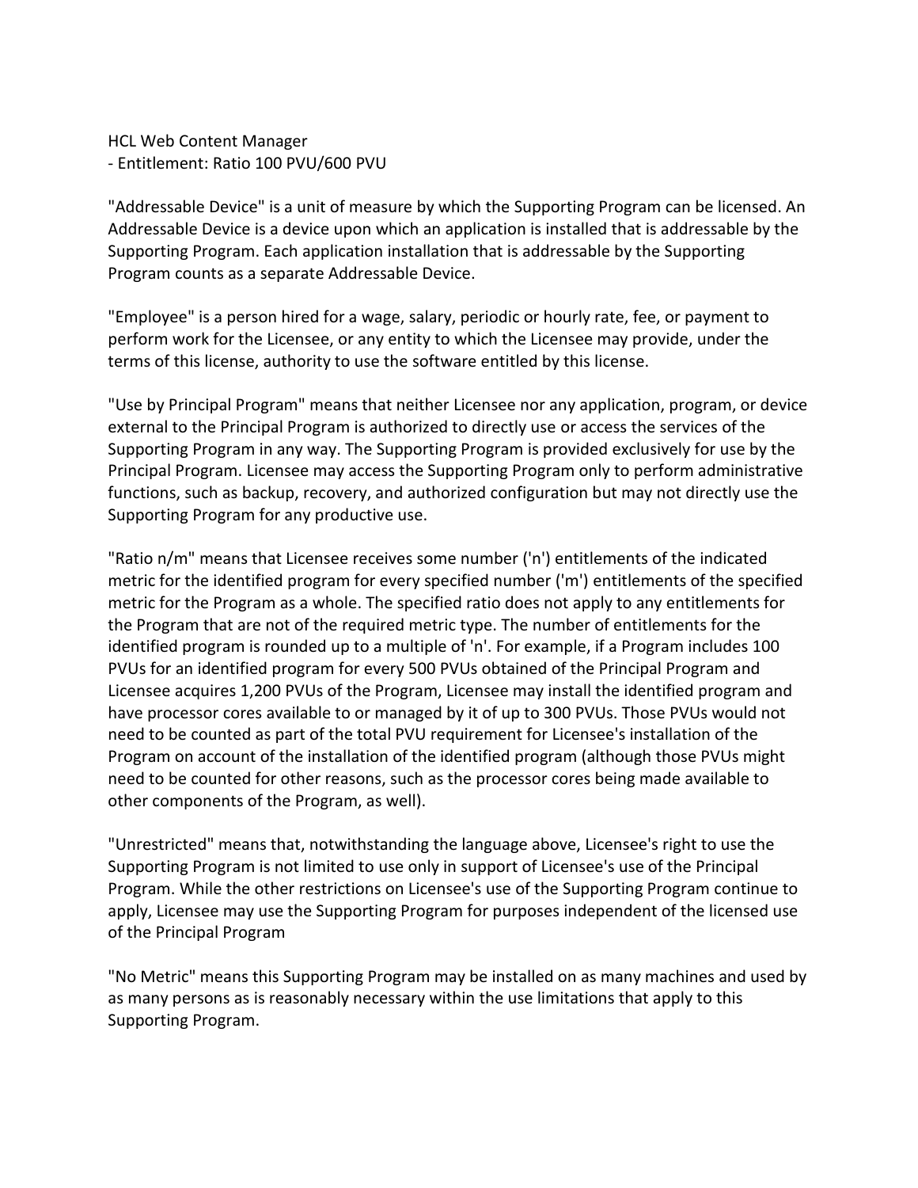HCL Web Content Manager
- Entitlement: Ratio 100 PVU/600 PVU

"Addressable Device" is a unit of measure by which the Supporting Program can be licensed. An Addressable Device is a device upon which an application is installed that is addressable by the Supporting Program. Each application installation that is addressable by the Supporting Program counts as a separate Addressable Device.

"Employee" is a person hired for a wage, salary, periodic or hourly rate, fee, or payment to perform work for the Licensee, or any entity to which the Licensee may provide, under the terms of this license, authority to use the software entitled by this license.

"Use by Principal Program" means that neither Licensee nor any application, program, or device external to the Principal Program is authorized to directly use or access the services of the Supporting Program in any way. The Supporting Program is provided exclusively for use by the Principal Program. Licensee may access the Supporting Program only to perform administrative functions, such as backup, recovery, and authorized configuration but may not directly use the Supporting Program for any productive use.

"Ratio n/m" means that Licensee receives some number ('n') entitlements of the indicated metric for the identified program for every specified number ('m') entitlements of the specified metric for the Program as a whole. The specified ratio does not apply to any entitlements for the Program that are not of the required metric type. The number of entitlements for the identified program is rounded up to a multiple of 'n'. For example, if a Program includes 100 PVUs for an identified program for every 500 PVUs obtained of the Principal Program and Licensee acquires 1,200 PVUs of the Program, Licensee may install the identified program and have processor cores available to or managed by it of up to 300 PVUs. Those PVUs would not need to be counted as part of the total PVU requirement for Licensee's installation of the Program on account of the installation of the identified program (although those PVUs might need to be counted for other reasons, such as the processor cores being made available to other components of the Program, as well).

"Unrestricted" means that, notwithstanding the language above, Licensee's right to use the Supporting Program is not limited to use only in support of Licensee's use of the Principal Program. While the other restrictions on Licensee's use of the Supporting Program continue to apply, Licensee may use the Supporting Program for purposes independent of the licensed use of the Principal Program

"No Metric" means this Supporting Program may be installed on as many machines and used by as many persons as is reasonably necessary within the use limitations that apply to this Supporting Program.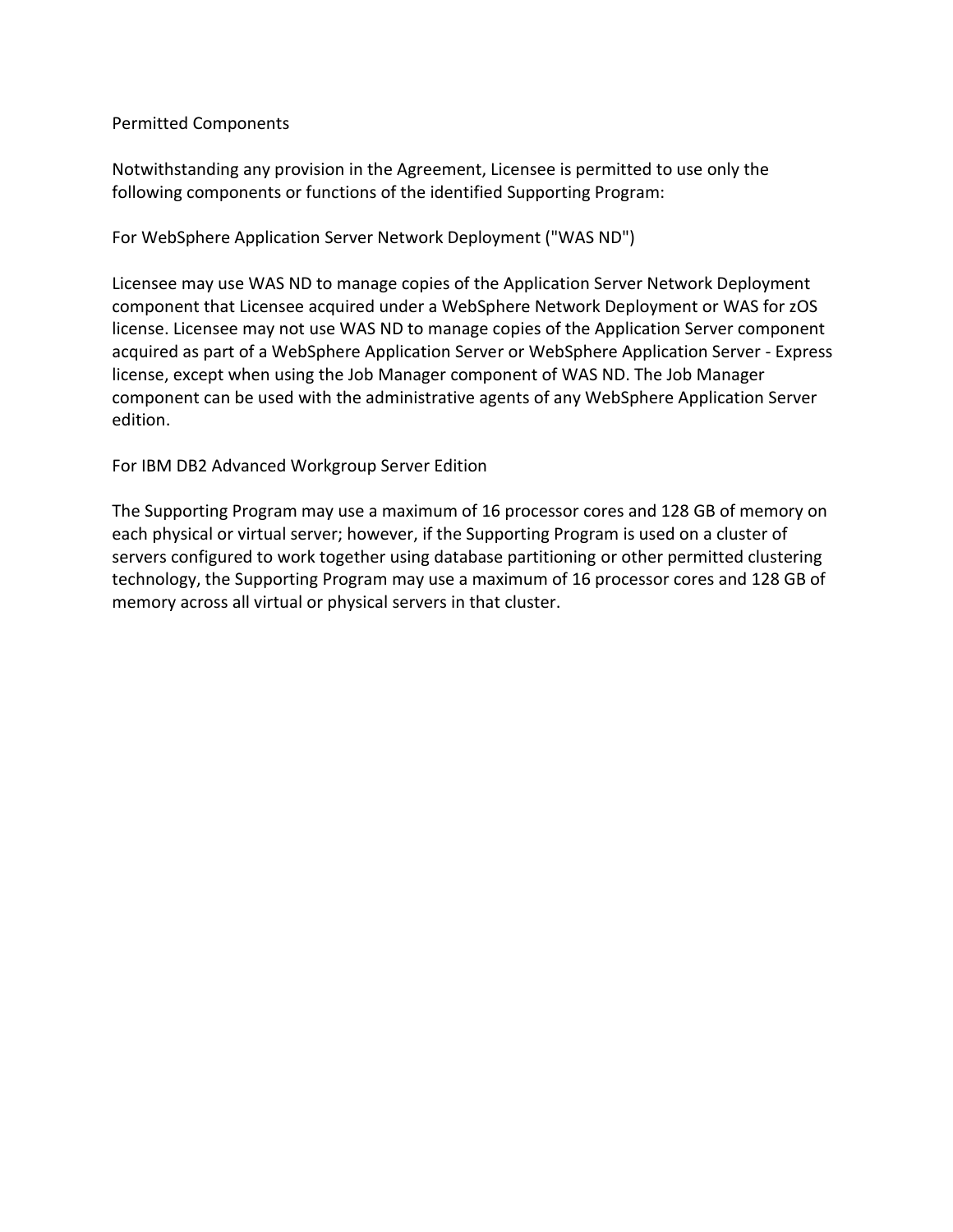## Permitted Components

Notwithstanding any provision in the Agreement, Licensee is permitted to use only the following components or functions of the identified Supporting Program:

### For WebSphere Application Server Network Deployment ("WAS ND")

Licensee may use WAS ND to manage copies of the Application Server Network Deployment component that Licensee acquired under a WebSphere Network Deployment or WAS for zOS license. Licensee may not use WAS ND to manage copies of the Application Server component acquired as part of a WebSphere Application Server or WebSphere Application Server - Express license, except when using the Job Manager component of WAS ND. The Job Manager component can be used with the administrative agents of any WebSphere Application Server edition.

### For IBM DB2 Advanced Workgroup Server Edition

The Supporting Program may use a maximum of 16 processor cores and 128 GB of memory on each physical or virtual server; however, if the Supporting Program is used on a cluster of servers configured to work together using database partitioning or other permitted clustering technology, the Supporting Program may use a maximum of 16 processor cores and 128 GB of memory across all virtual or physical servers in that cluster.